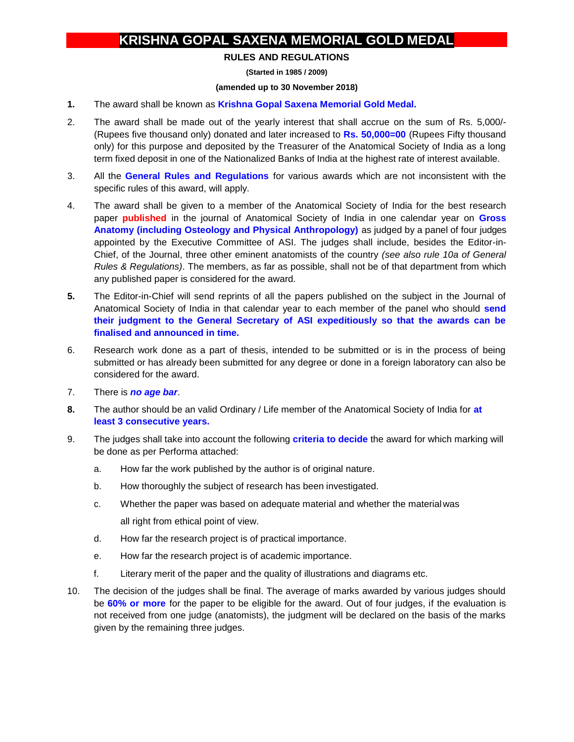# KRISHNA GOPAL SAXENA MEMORIAL GOLD MEDAL

**RULES AND REGULATIONS**

**(Started in 1985 / 2009)**

**(amended up to 30 November 2018)**

**1.** The award shall be known as **Krishna Gopal Saxena Memorial Gold Medal.**

2. The award shall be made out of the yearly interest that shall accrue on the sum of Rs. 5,000/- (Rupees five thousand only) donated and later increased to **Rs. 50,000=00** (Rupees Fifty thousand only) for this purpose and deposited by the Treasurer of the Anatomical Society of India as a long term fixed deposit in one of the Nationalized Banks of India at the highest rate of interest available.

3. All the **General Rules and Regulations** for various awards which are not inconsistent with the specific rules of this award, will apply.

4. The award shall be given to a member of the Anatomical Society of India for the best research paper **published** in the journal of Anatomical Society of India in one calendar year on **Gross Anatomy (including Osteology and Physical Anthropology)** as judged by a panel of four judges appointed by the Executive Committee of ASI. The judges shall include, besides the Editor-in-Chief, of the Journal, three other eminent anatomists of the country *(see also rule 10a of General Rules & Regulations)*. The members, as far as possible, shall not be of that department from which any published paper is considered for the award.

**5.** The Editor-in-Chief will send reprints of all the papers published on the subject in the Journal of Anatomical Society of India in that calendar year to each member of the panel who should **send their judgment to the General Secretary of ASI expeditiously so that the awards can be finalised and announced in time.**

6. Research work done as a part of thesis, intended to be submitted or is in the process of being submitted or has already been submitted for any degree or done in a foreign laboratory can also be considered for the award.

7. There is ***no age bar***.

**8.** The author should be an valid Ordinary / Life member of the Anatomical Society of India for **at least 3 consecutive years.**

9. The judges shall take into account the following **criteria to decide** the award for which marking will be done as per Performa attached:

   a. How far the work published by the author is of original nature.

   b. How thoroughly the subject of research has been investigated.

   c. Whether the paper was based on adequate material and whether the material was all right from ethical point of view.

   d. How far the research project is of practical importance.

   e. How far the research project is of academic importance.

   f. Literary merit of the paper and the quality of illustrations and diagrams etc.

10. The decision of the judges shall be final. The average of marks awarded by various judges should be **60% or more** for the paper to be eligible for the award. Out of four judges, if the evaluation is not received from one judge (anatomists), the judgment will be declared on the basis of the marks given by the remaining three judges.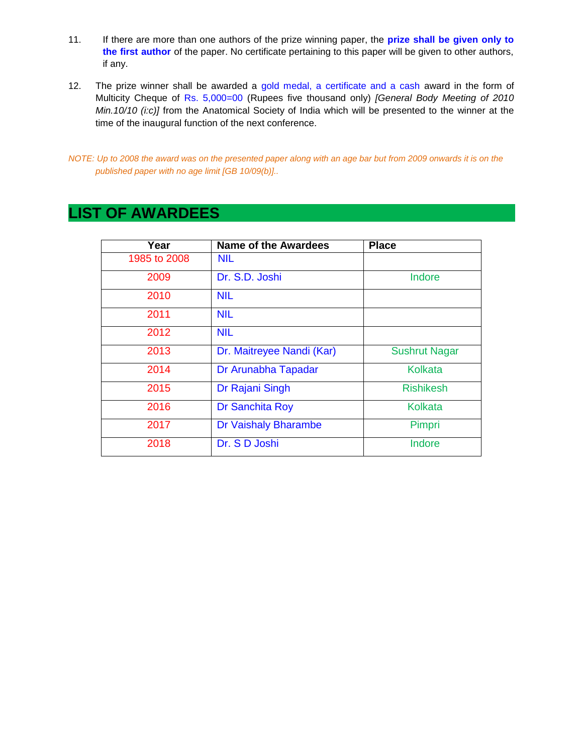11. If there are more than one authors of the prize winning paper, the **prize shall be given only to the first author** of the paper. No certificate pertaining to this paper will be given to other authors, if any.

12. The prize winner shall be awarded a gold medal, a certificate and a cash award in the form of Multicity Cheque of Rs. 5,000=00 (Rupees five thousand only) *[General Body Meeting of 2010 Min.10/10 (i:c)]* from the Anatomical Society of India which will be presented to the winner at the time of the inaugural function of the next conference.

*NOTE: Up to 2008 the award was on the presented paper along with an age bar but from 2009 onwards it is on the published paper with no age limit [GB 10/09(b)]..*

## LIST OF AWARDEES

| Year | Name of the Awardees | Place |
|---|---|---|
| 1985 to 2008 | NIL | |
| 2009 | Dr. S.D. Joshi | Indore |
| 2010 | NIL | |
| 2011 | NIL | |
| 2012 | NIL | |
| 2013 | Dr. Maitreyee Nandi (Kar) | Sushrut Nagar |
| 2014 | Dr Arunabha Tapadar | Kolkata |
| 2015 | Dr Rajani Singh | Rishikesh |
| 2016 | Dr Sanchita Roy | Kolkata |
| 2017 | Dr Vaishaly Bharambe | Pimpri |
| 2018 | Dr. S D Joshi | Indore |